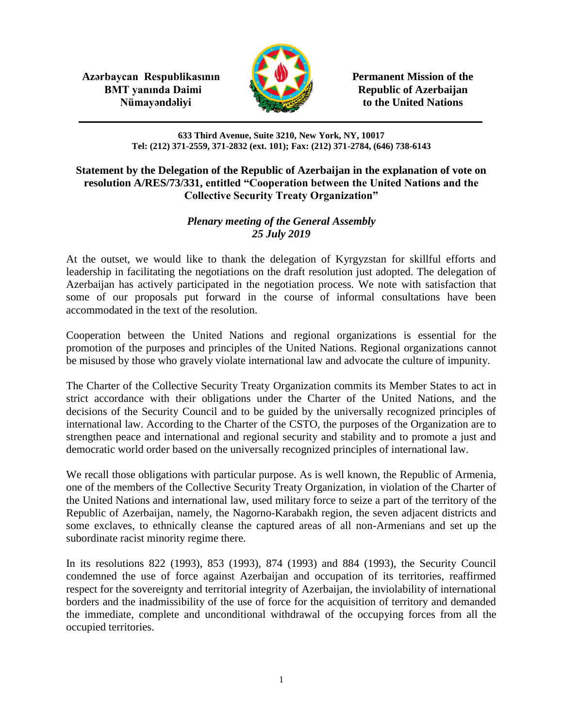**Azərbaycan Respublikasının BMT yanında Daimi Nümayəndəliyi**

**Permanent Mission of the Republic of Azerbaijan to the United Nations**

**633 Third Avenue, Suite 3210, New York, NY, 10017**
**Tel: (212) 371-2559, 371-2832 (ext. 101); Fax: (212) 371-2784, (646) 738-6143**

## Statement by the Delegation of the Republic of Azerbaijan in the explanation of vote on resolution A/RES/73/331, entitled "Cooperation between the United Nations and the Collective Security Treaty Organization"

***Plenary meeting of the General Assembly***
***25 July 2019***

At the outset, we would like to thank the delegation of Kyrgyzstan for skillful efforts and leadership in facilitating the negotiations on the draft resolution just adopted. The delegation of Azerbaijan has actively participated in the negotiation process. We note with satisfaction that some of our proposals put forward in the course of informal consultations have been accommodated in the text of the resolution.

Cooperation between the United Nations and regional organizations is essential for the promotion of the purposes and principles of the United Nations. Regional organizations cannot be misused by those who gravely violate international law and advocate the culture of impunity.

The Charter of the Collective Security Treaty Organization commits its Member States to act in strict accordance with their obligations under the Charter of the United Nations, and the decisions of the Security Council and to be guided by the universally recognized principles of international law. According to the Charter of the CSTO, the purposes of the Organization are to strengthen peace and international and regional security and stability and to promote a just and democratic world order based on the universally recognized principles of international law.

We recall those obligations with particular purpose. As is well known, the Republic of Armenia, one of the members of the Collective Security Treaty Organization, in violation of the Charter of the United Nations and international law, used military force to seize a part of the territory of the Republic of Azerbaijan, namely, the Nagorno-Karabakh region, the seven adjacent districts and some exclaves, to ethnically cleanse the captured areas of all non-Armenians and set up the subordinate racist minority regime there.

In its resolutions 822 (1993), 853 (1993), 874 (1993) and 884 (1993), the Security Council condemned the use of force against Azerbaijan and occupation of its territories, reaffirmed respect for the sovereignty and territorial integrity of Azerbaijan, the inviolability of international borders and the inadmissibility of the use of force for the acquisition of territory and demanded the immediate, complete and unconditional withdrawal of the occupying forces from all the occupied territories.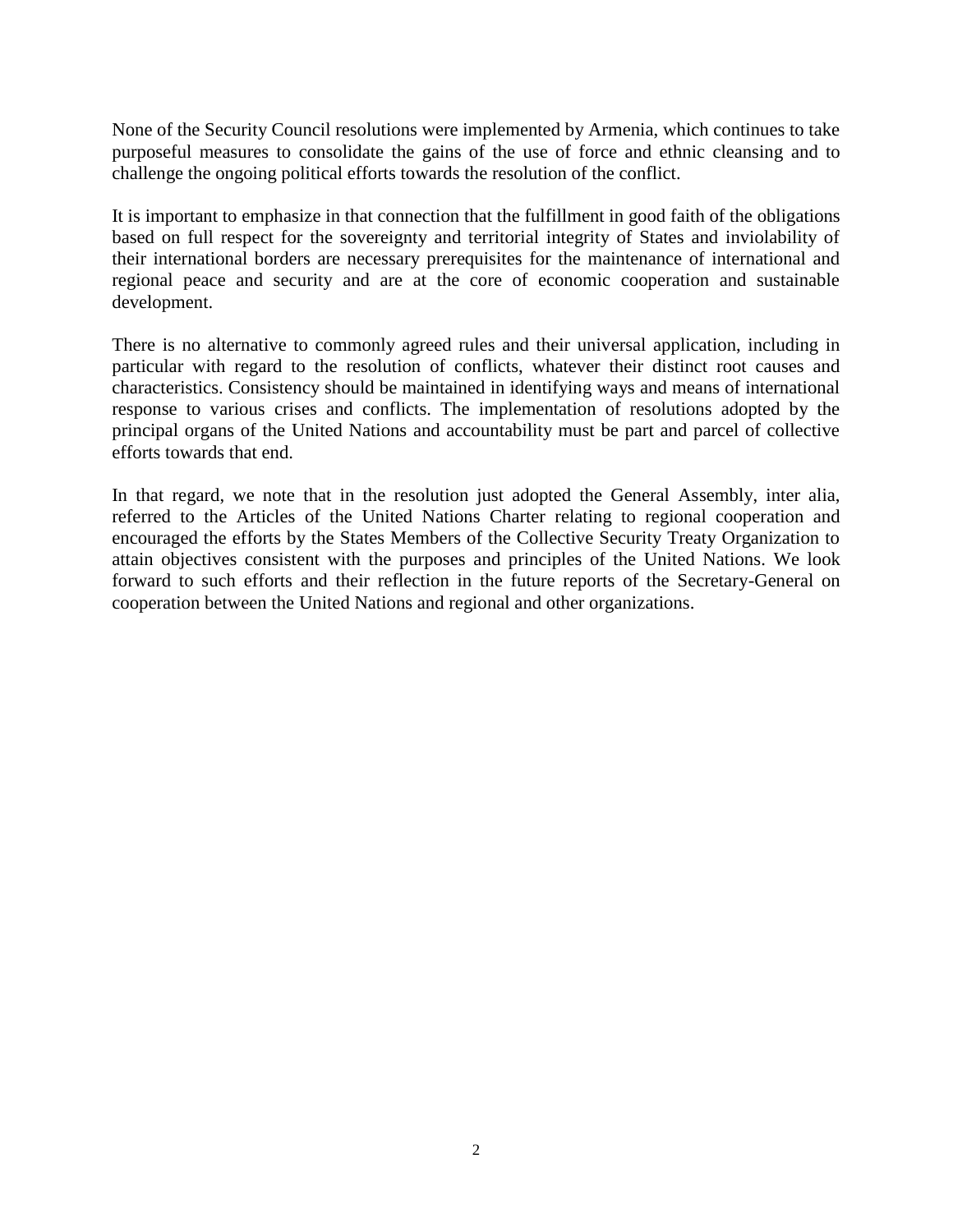None of the Security Council resolutions were implemented by Armenia, which continues to take purposeful measures to consolidate the gains of the use of force and ethnic cleansing and to challenge the ongoing political efforts towards the resolution of the conflict.

It is important to emphasize in that connection that the fulfillment in good faith of the obligations based on full respect for the sovereignty and territorial integrity of States and inviolability of their international borders are necessary prerequisites for the maintenance of international and regional peace and security and are at the core of economic cooperation and sustainable development.

There is no alternative to commonly agreed rules and their universal application, including in particular with regard to the resolution of conflicts, whatever their distinct root causes and characteristics. Consistency should be maintained in identifying ways and means of international response to various crises and conflicts. The implementation of resolutions adopted by the principal organs of the United Nations and accountability must be part and parcel of collective efforts towards that end.

In that regard, we note that in the resolution just adopted the General Assembly, inter alia, referred to the Articles of the United Nations Charter relating to regional cooperation and encouraged the efforts by the States Members of the Collective Security Treaty Organization to attain objectives consistent with the purposes and principles of the United Nations. We look forward to such efforts and their reflection in the future reports of the Secretary-General on cooperation between the United Nations and regional and other organizations.